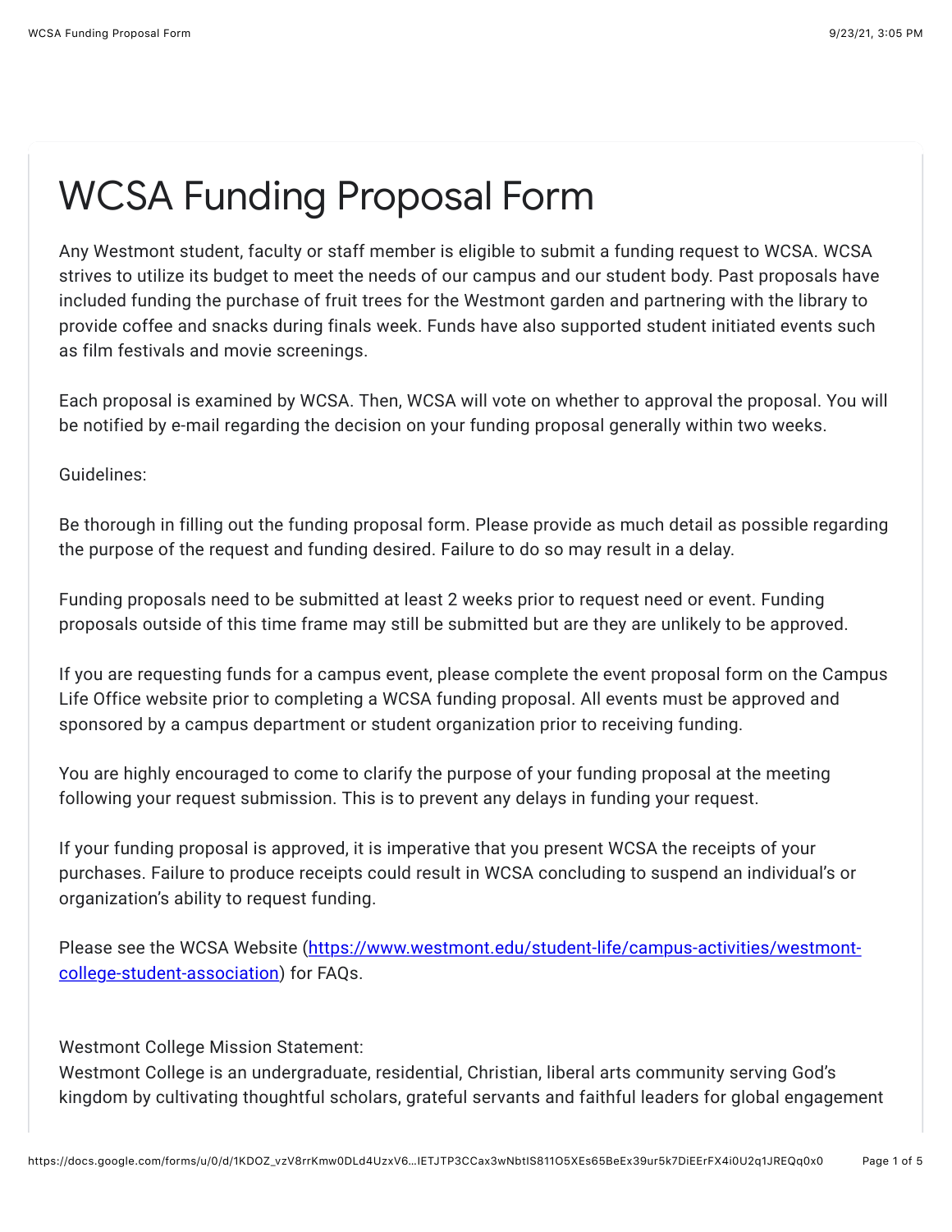# WCSA Funding Proposal Form

Any Westmont student, faculty or staff member is eligible to submit a funding request to WCSA. WCSA strives to utilize its budget to meet the needs of our campus and our student body. Past proposals have included funding the purchase of fruit trees for the Westmont garden and partnering with the library to provide coffee and snacks during finals week. Funds have also supported student initiated events such as film festivals and movie screenings.

Each proposal is examined by WCSA. Then, WCSA will vote on whether to approval the proposal. You will be notified by e-mail regarding the decision on your funding proposal generally within two weeks.

Guidelines:

Be thorough in filling out the funding proposal form. Please provide as much detail as possible regarding the purpose of the request and funding desired. Failure to do so may result in a delay.

Funding proposals need to be submitted at least 2 weeks prior to request need or event. Funding proposals outside of this time frame may still be submitted but are they are unlikely to be approved.

If you are requesting funds for a campus event, please complete the event proposal form on the Campus Life Office website prior to completing a WCSA funding proposal. All events must be approved and sponsored by a campus department or student organization prior to receiving funding.

You are highly encouraged to come to clarify the purpose of your funding proposal at the meeting following your request submission. This is to prevent any delays in funding your request.

If your funding proposal is approved, it is imperative that you present WCSA the receipts of your purchases. Failure to produce receipts could result in WCSA concluding to suspend an individual's or organization's ability to request funding.

Please see the WCSA Website ([https://www.westmont.edu/student-life/campus-activities/westmont-college-student-association](https://www.westmont.edu/student-life/campus-activities/westmont-college-student-association)) for FAQs.

Westmont College Mission Statement:
Westmont College is an undergraduate, residential, Christian, liberal arts community serving God's kingdom by cultivating thoughtful scholars, grateful servants and faithful leaders for global engagement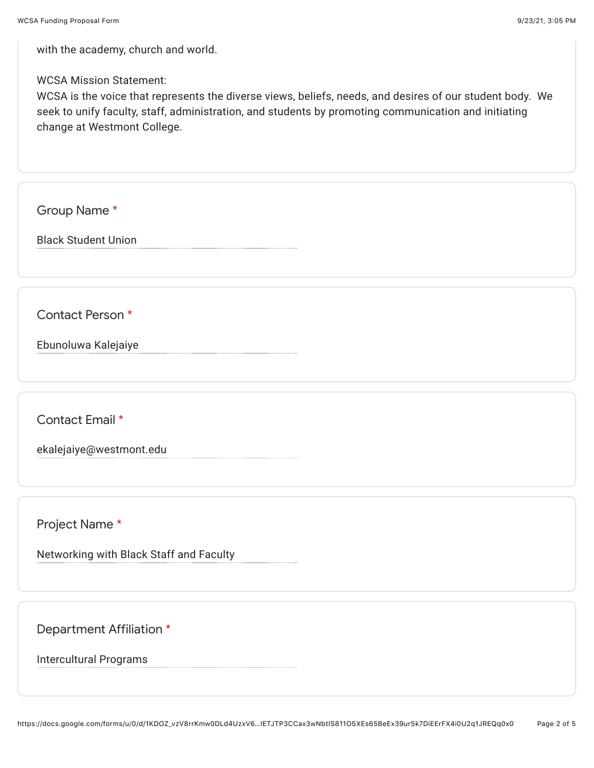with the academy, church and world.

WCSA Mission Statement:
WCSA is the voice that represents the diverse views, beliefs, needs, and desires of our student body. We seek to unify faculty, staff, administration, and students by promoting communication and initiating change at Westmont College.

Group Name *

Black Student Union

Contact Person *

Ebunoluwa Kalejaiye

Contact Email *

ekalejaiye@westmont.edu

Project Name *

Networking with Black Staff and Faculty

Department Affiliation *

Intercultural Programs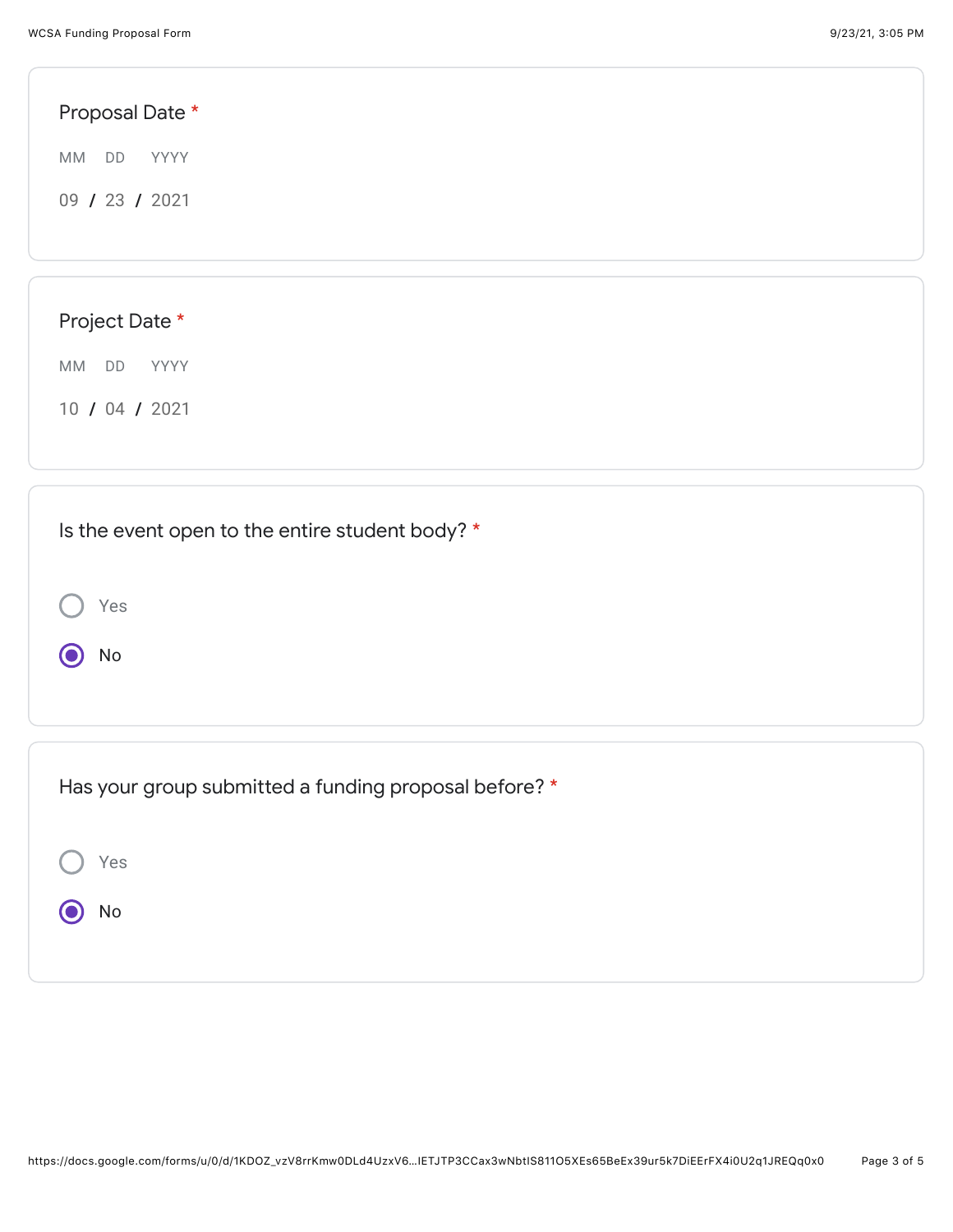Proposal Date *

MM DD YYYY

09 / 23 / 2021

Project Date *

MM DD YYYY

10 / 04 / 2021

Is the event open to the entire student body? *

- ○ Yes
- ◉ No

Has your group submitted a funding proposal before? *

- ○ Yes
- ◉ No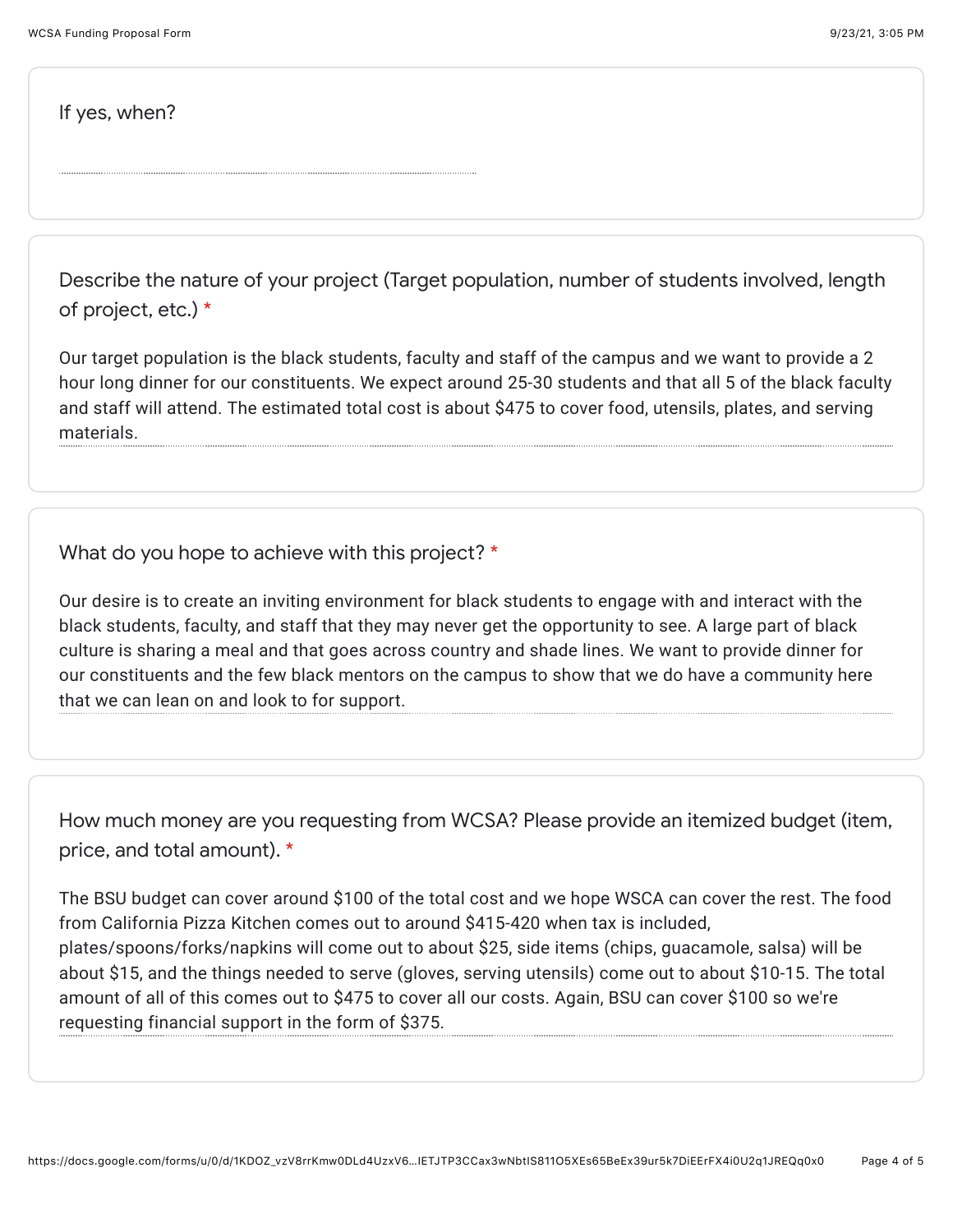If yes, when?

Describe the nature of your project (Target population, number of students involved, length of project, etc.) *

Our target population is the black students, faculty and staff of the campus and we want to provide a 2 hour long dinner for our constituents. We expect around 25-30 students and that all 5 of the black faculty and staff will attend. The estimated total cost is about $475 to cover food, utensils, plates, and serving materials.

What do you hope to achieve with this project? *

Our desire is to create an inviting environment for black students to engage with and interact with the black students, faculty, and staff that they may never get the opportunity to see. A large part of black culture is sharing a meal and that goes across country and shade lines. We want to provide dinner for our constituents and the few black mentors on the campus to show that we do have a community here that we can lean on and look to for support.

How much money are you requesting from WCSA? Please provide an itemized budget (item, price, and total amount). *

The BSU budget can cover around $100 of the total cost and we hope WSCA can cover the rest. The food from California Pizza Kitchen comes out to around $415-420 when tax is included, plates/spoons/forks/napkins will come out to about $25, side items (chips, guacamole, salsa) will be about $15, and the things needed to serve (gloves, serving utensils) come out to about $10-15. The total amount of all of this comes out to $475 to cover all our costs. Again, BSU can cover $100 so we're requesting financial support in the form of $375.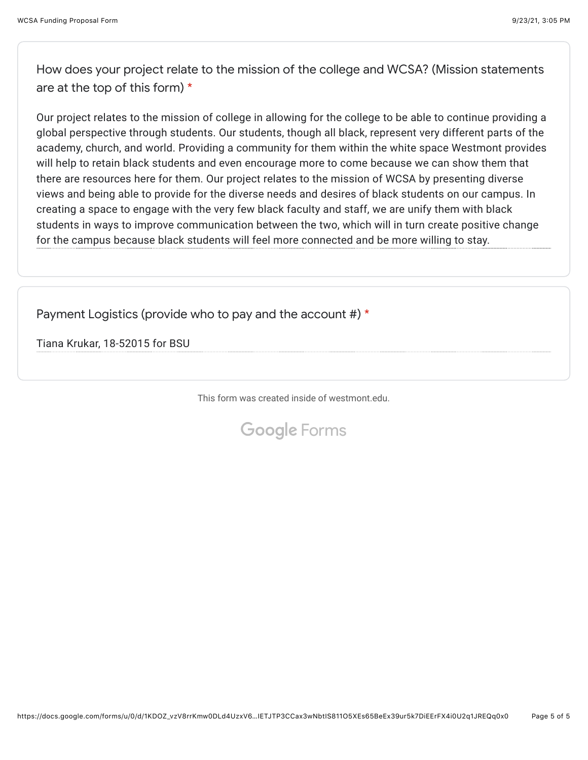How does your project relate to the mission of the college and WCSA? (Mission statements are at the top of this form) *

Our project relates to the mission of college in allowing for the college to be able to continue providing a global perspective through students. Our students, though all black, represent very different parts of the academy, church, and world. Providing a community for them within the white space Westmont provides will help to retain black students and even encourage more to come because we can show them that there are resources here for them. Our project relates to the mission of WCSA by presenting diverse views and being able to provide for the diverse needs and desires of black students on our campus. In creating a space to engage with the very few black faculty and staff, we are unify them with black students in ways to improve communication between the two, which will in turn create positive change for the campus because black students will feel more connected and be more willing to stay.

Payment Logistics (provide who to pay and the account #) *

Tiana Krukar, 18-52015 for BSU

This form was created inside of westmont.edu.

Google Forms